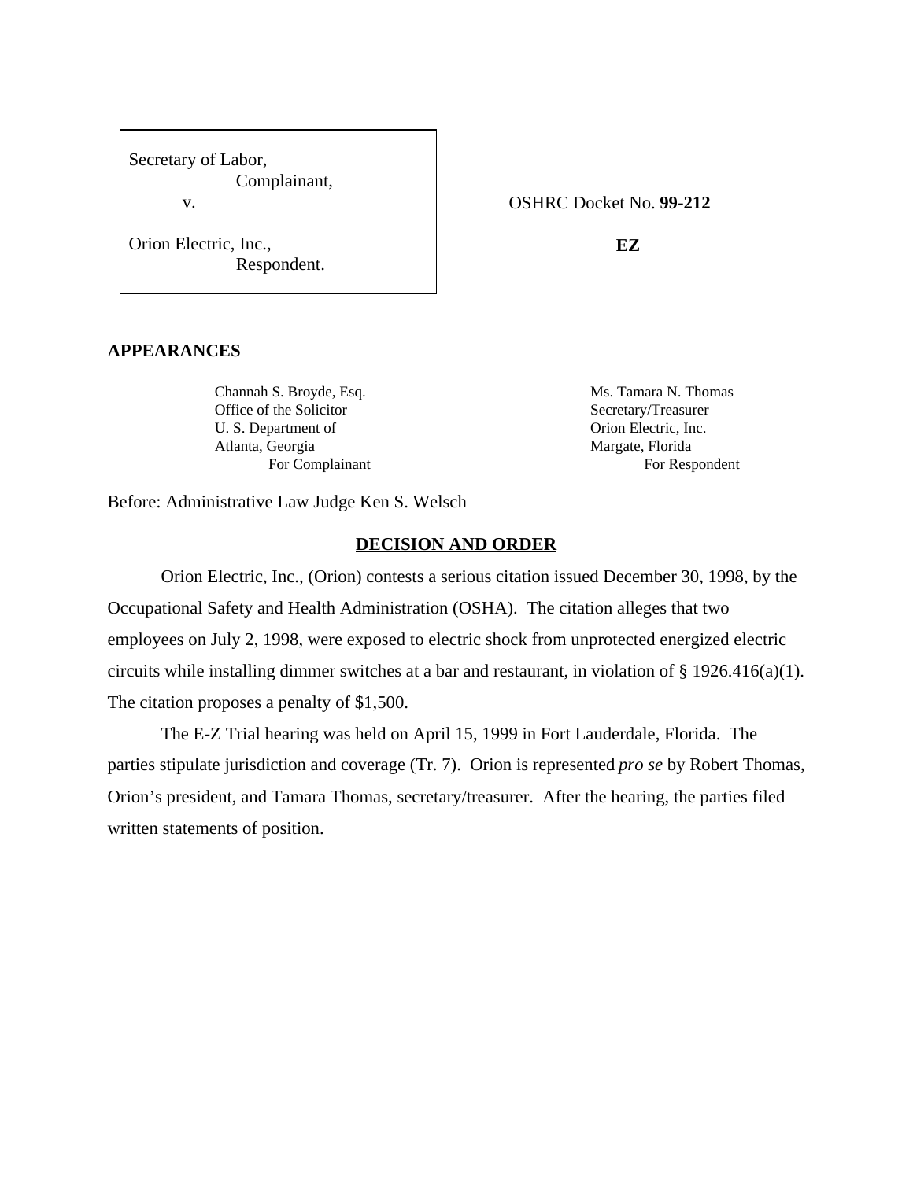| Secretary of Labor, Complainant, v. Orion Electric, Inc., Respondent. | OSHRC Docket No. **99-212** **EZ** |
|---|---|

**APPEARANCES**

| | |
|---|---|
| Channah S. Broyde, Esq.<br>Office of the Solicitor<br>U. S. Department of<br>Atlanta, Georgia<br>For Complainant | Ms. Tamara N. Thomas<br>Secretary/Treasurer<br>Orion Electric, Inc.<br>Margate, Florida<br>For Respondent |

Before: Administrative Law Judge Ken S. Welsch

## DECISION AND ORDER

Orion Electric, Inc., (Orion) contests a serious citation issued December 30, 1998, by the Occupational Safety and Health Administration (OSHA). The citation alleges that two employees on July 2, 1998, were exposed to electric shock from unprotected energized electric circuits while installing dimmer switches at a bar and restaurant, in violation of § 1926.416(a)(1). The citation proposes a penalty of $1,500.

The E-Z Trial hearing was held on April 15, 1999 in Fort Lauderdale, Florida. The parties stipulate jurisdiction and coverage (Tr. 7). Orion is represented *pro se* by Robert Thomas, Orion's president, and Tamara Thomas, secretary/treasurer. After the hearing, the parties filed written statements of position.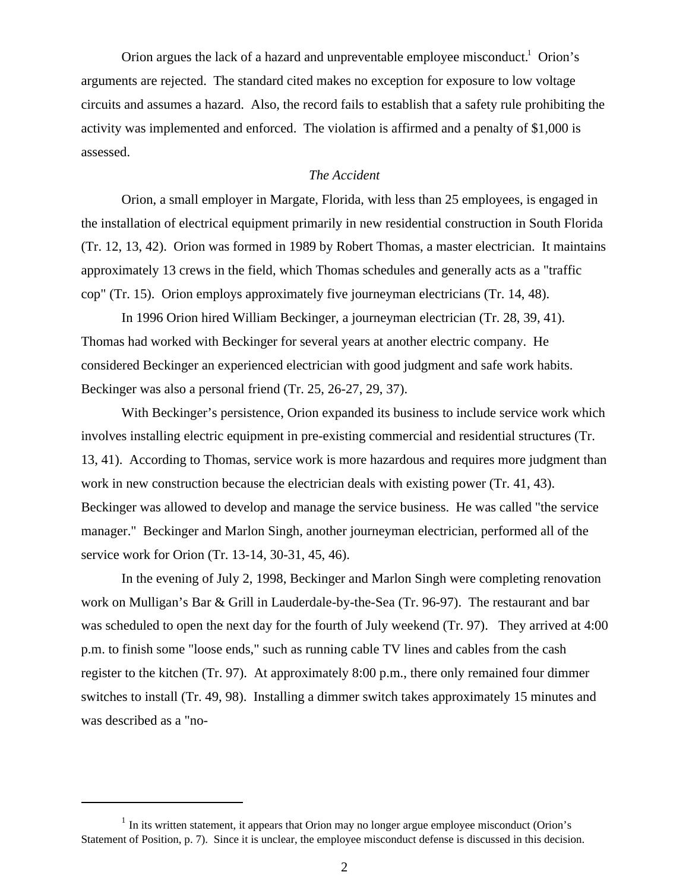Orion argues the lack of a hazard and unpreventable employee misconduct.[1] Orion's arguments are rejected. The standard cited makes no exception for exposure to low voltage circuits and assumes a hazard. Also, the record fails to establish that a safety rule prohibiting the activity was implemented and enforced. The violation is affirmed and a penalty of $1,000 is assessed.

*The Accident*

Orion, a small employer in Margate, Florida, with less than 25 employees, is engaged in the installation of electrical equipment primarily in new residential construction in South Florida (Tr. 12, 13, 42). Orion was formed in 1989 by Robert Thomas, a master electrician. It maintains approximately 13 crews in the field, which Thomas schedules and generally acts as a "traffic cop" (Tr. 15). Orion employs approximately five journeyman electricians (Tr. 14, 48).

In 1996 Orion hired William Beckinger, a journeyman electrician (Tr. 28, 39, 41). Thomas had worked with Beckinger for several years at another electric company. He considered Beckinger an experienced electrician with good judgment and safe work habits. Beckinger was also a personal friend (Tr. 25, 26-27, 29, 37).

With Beckinger's persistence, Orion expanded its business to include service work which involves installing electric equipment in pre-existing commercial and residential structures (Tr. 13, 41). According to Thomas, service work is more hazardous and requires more judgment than work in new construction because the electrician deals with existing power (Tr. 41, 43). Beckinger was allowed to develop and manage the service business. He was called "the service manager." Beckinger and Marlon Singh, another journeyman electrician, performed all of the service work for Orion (Tr. 13-14, 30-31, 45, 46).

In the evening of July 2, 1998, Beckinger and Marlon Singh were completing renovation work on Mulligan's Bar & Grill in Lauderdale-by-the-Sea (Tr. 96-97). The restaurant and bar was scheduled to open the next day for the fourth of July weekend (Tr. 97). They arrived at 4:00 p.m. to finish some "loose ends," such as running cable TV lines and cables from the cash register to the kitchen (Tr. 97). At approximately 8:00 p.m., there only remained four dimmer switches to install (Tr. 49, 98). Installing a dimmer switch takes approximately 15 minutes and was described as a "no-

[1] In its written statement, it appears that Orion may no longer argue employee misconduct (Orion's Statement of Position, p. 7). Since it is unclear, the employee misconduct defense is discussed in this decision.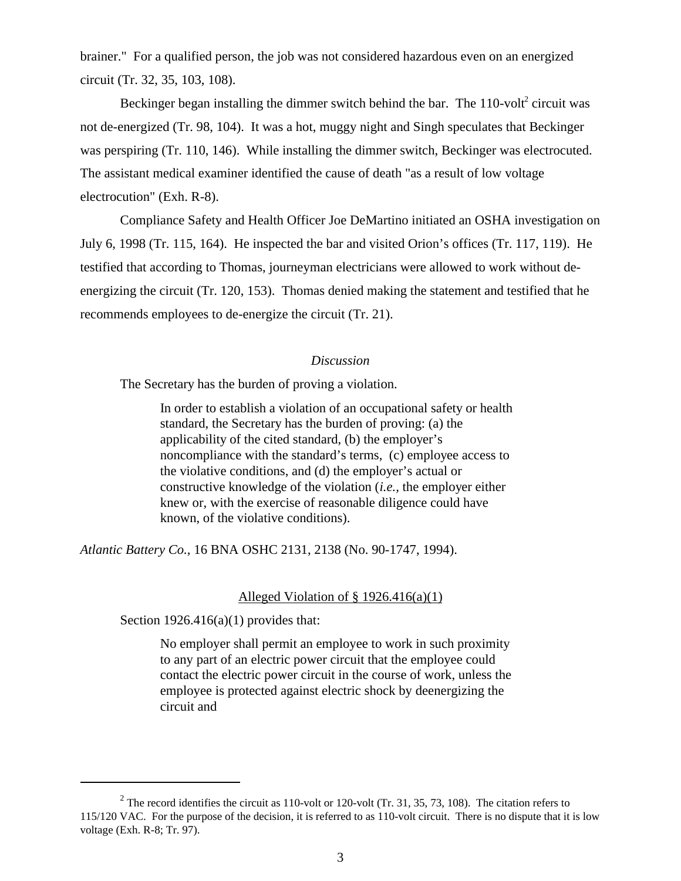brainer." For a qualified person, the job was not considered hazardous even on an energized circuit (Tr. 32, 35, 103, 108).

Beckinger began installing the dimmer switch behind the bar. The 110-volt[2] circuit was not de-energized (Tr. 98, 104). It was a hot, muggy night and Singh speculates that Beckinger was perspiring (Tr. 110, 146). While installing the dimmer switch, Beckinger was electrocuted. The assistant medical examiner identified the cause of death "as a result of low voltage electrocution" (Exh. R-8).

Compliance Safety and Health Officer Joe DeMartino initiated an OSHA investigation on July 6, 1998 (Tr. 115, 164). He inspected the bar and visited Orion's offices (Tr. 117, 119). He testified that according to Thomas, journeyman electricians were allowed to work without de-energizing the circuit (Tr. 120, 153). Thomas denied making the statement and testified that he recommends employees to de-energize the circuit (Tr. 21).

*Discussion*

The Secretary has the burden of proving a violation.

> In order to establish a violation of an occupational safety or health standard, the Secretary has the burden of proving: (a) the applicability of the cited standard, (b) the employer's noncompliance with the standard's terms, (c) employee access to the violative conditions, and (d) the employer's actual or constructive knowledge of the violation (*i.e.,* the employer either knew or, with the exercise of reasonable diligence could have known, of the violative conditions).

*Atlantic Battery Co.,* 16 BNA OSHC 2131, 2138 (No. 90-1747, 1994).

<u>Alleged Violation of § 1926.416(a)(1)</u>

Section 1926.416(a)(1) provides that:

> No employer shall permit an employee to work in such proximity to any part of an electric power circuit that the employee could contact the electric power circuit in the course of work, unless the employee is protected against electric shock by deenergizing the circuit and

---

[2] The record identifies the circuit as 110-volt or 120-volt (Tr. 31, 35, 73, 108). The citation refers to 115/120 VAC. For the purpose of the decision, it is referred to as 110-volt circuit. There is no dispute that it is low voltage (Exh. R-8; Tr. 97).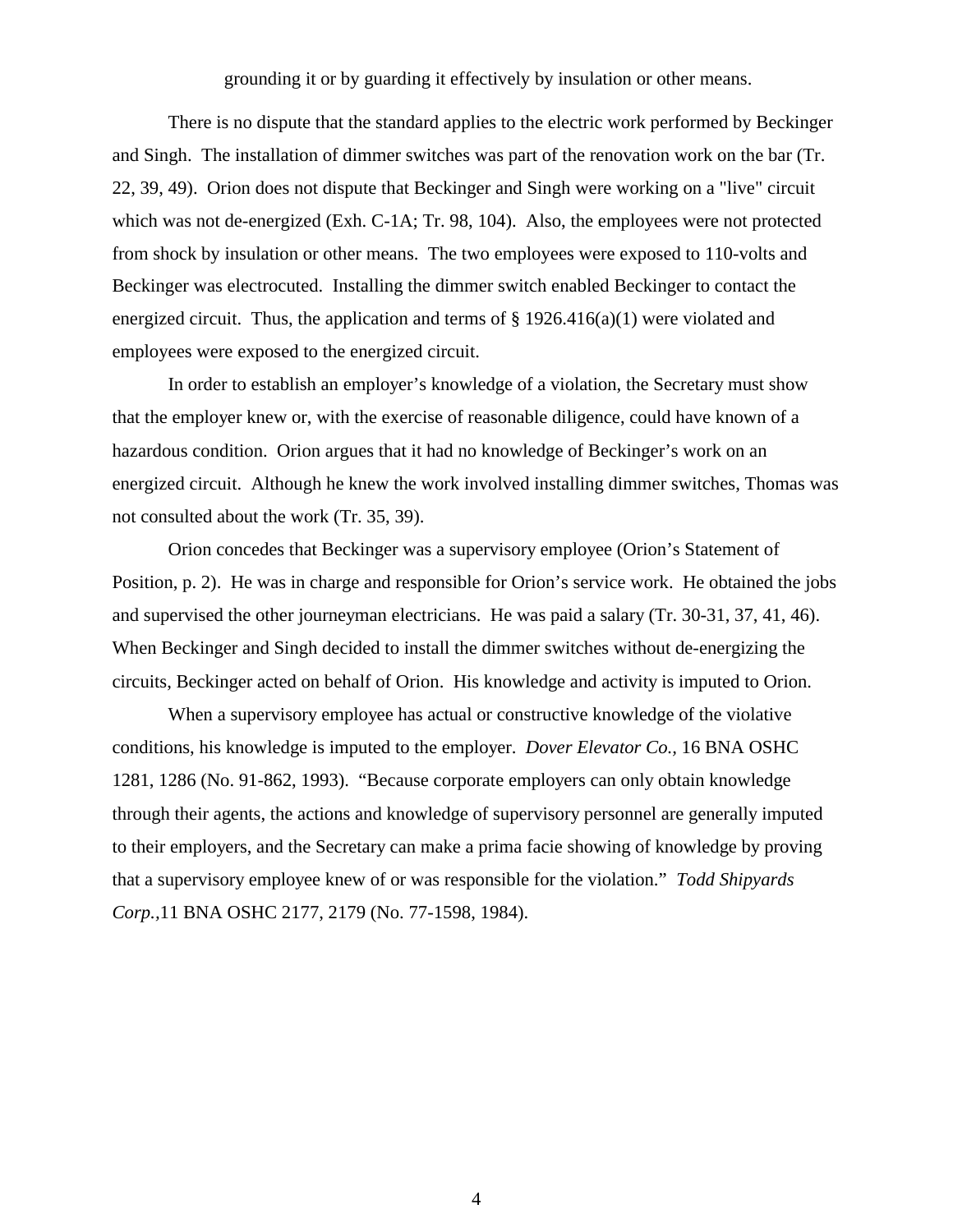grounding it or by guarding it effectively by insulation or other means.

There is no dispute that the standard applies to the electric work performed by Beckinger and Singh. The installation of dimmer switches was part of the renovation work on the bar (Tr. 22, 39, 49). Orion does not dispute that Beckinger and Singh were working on a "live" circuit which was not de-energized (Exh. C-1A; Tr. 98, 104). Also, the employees were not protected from shock by insulation or other means. The two employees were exposed to 110-volts and Beckinger was electrocuted. Installing the dimmer switch enabled Beckinger to contact the energized circuit. Thus, the application and terms of § 1926.416(a)(1) were violated and employees were exposed to the energized circuit.

In order to establish an employer's knowledge of a violation, the Secretary must show that the employer knew or, with the exercise of reasonable diligence, could have known of a hazardous condition. Orion argues that it had no knowledge of Beckinger's work on an energized circuit. Although he knew the work involved installing dimmer switches, Thomas was not consulted about the work (Tr. 35, 39).

Orion concedes that Beckinger was a supervisory employee (Orion's Statement of Position, p. 2). He was in charge and responsible for Orion's service work. He obtained the jobs and supervised the other journeyman electricians. He was paid a salary (Tr. 30-31, 37, 41, 46). When Beckinger and Singh decided to install the dimmer switches without de-energizing the circuits, Beckinger acted on behalf of Orion. His knowledge and activity is imputed to Orion.

When a supervisory employee has actual or constructive knowledge of the violative conditions, his knowledge is imputed to the employer. *Dover Elevator Co.,* 16 BNA OSHC 1281, 1286 (No. 91-862, 1993). "Because corporate employers can only obtain knowledge through their agents, the actions and knowledge of supervisory personnel are generally imputed to their employers, and the Secretary can make a prima facie showing of knowledge by proving that a supervisory employee knew of or was responsible for the violation." *Todd Shipyards Corp.,*11 BNA OSHC 2177, 2179 (No. 77-1598, 1984).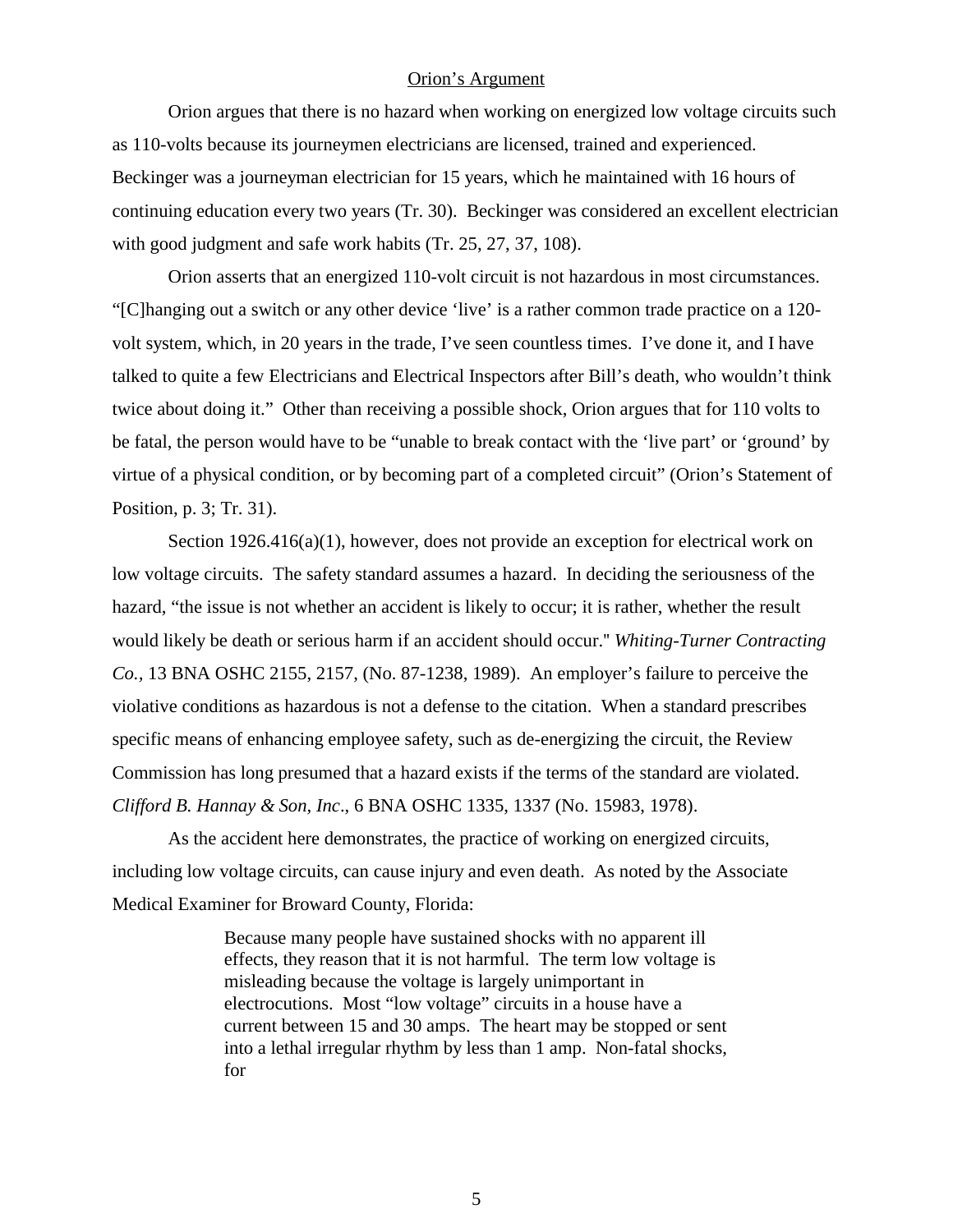<u>Orion's Argument</u>

Orion argues that there is no hazard when working on energized low voltage circuits such as 110-volts because its journeymen electricians are licensed, trained and experienced. Beckinger was a journeyman electrician for 15 years, which he maintained with 16 hours of continuing education every two years (Tr. 30). Beckinger was considered an excellent electrician with good judgment and safe work habits (Tr. 25, 27, 37, 108).

Orion asserts that an energized 110-volt circuit is not hazardous in most circumstances. "[C]hanging out a switch or any other device 'live' is a rather common trade practice on a 120-volt system, which, in 20 years in the trade, I've seen countless times. I've done it, and I have talked to quite a few Electricians and Electrical Inspectors after Bill's death, who wouldn't think twice about doing it." Other than receiving a possible shock, Orion argues that for 110 volts to be fatal, the person would have to be "unable to break contact with the 'live part' or 'ground' by virtue of a physical condition, or by becoming part of a completed circuit" (Orion's Statement of Position, p. 3; Tr. 31).

Section 1926.416(a)(1), however, does not provide an exception for electrical work on low voltage circuits. The safety standard assumes a hazard. In deciding the seriousness of the hazard, "the issue is not whether an accident is likely to occur; it is rather, whether the result would likely be death or serious harm if an accident should occur." *Whiting-Turner Contracting Co.,* 13 BNA OSHC 2155, 2157, (No. 87-1238, 1989). An employer's failure to perceive the violative conditions as hazardous is not a defense to the citation. When a standard prescribes specific means of enhancing employee safety, such as de-energizing the circuit, the Review Commission has long presumed that a hazard exists if the terms of the standard are violated. *Clifford B. Hannay & Son, Inc*., 6 BNA OSHC 1335, 1337 (No. 15983, 1978).

As the accident here demonstrates, the practice of working on energized circuits, including low voltage circuits, can cause injury and even death. As noted by the Associate Medical Examiner for Broward County, Florida:

> Because many people have sustained shocks with no apparent ill effects, they reason that it is not harmful. The term low voltage is misleading because the voltage is largely unimportant in electrocutions. Most "low voltage" circuits in a house have a current between 15 and 30 amps. The heart may be stopped or sent into a lethal irregular rhythm by less than 1 amp. Non-fatal shocks, for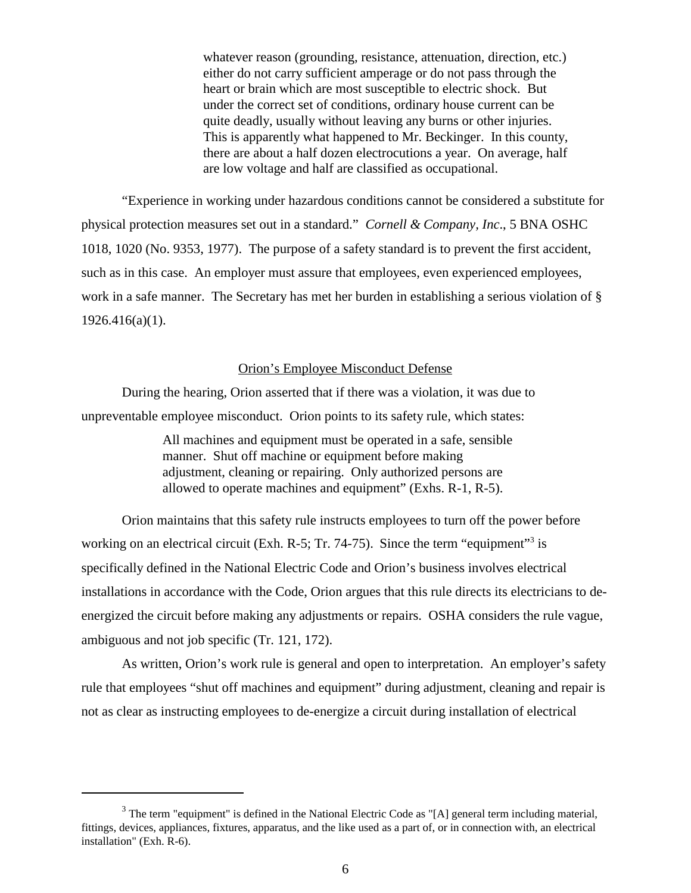> whatever reason (grounding, resistance, attenuation, direction, etc.) either do not carry sufficient amperage or do not pass through the heart or brain which are most susceptible to electric shock. But under the correct set of conditions, ordinary house current can be quite deadly, usually without leaving any burns or other injuries. This is apparently what happened to Mr. Beckinger. In this county, there are about a half dozen electrocutions a year. On average, half are low voltage and half are classified as occupational.

"Experience in working under hazardous conditions cannot be considered a substitute for physical protection measures set out in a standard." *Cornell & Company, Inc*., 5 BNA OSHC 1018, 1020 (No. 9353, 1977). The purpose of a safety standard is to prevent the first accident, such as in this case. An employer must assure that employees, even experienced employees, work in a safe manner. The Secretary has met her burden in establishing a serious violation of § 1926.416(a)(1).

<u>Orion's Employee Misconduct Defense</u>

During the hearing, Orion asserted that if there was a violation, it was due to unpreventable employee misconduct. Orion points to its safety rule, which states:

> All machines and equipment must be operated in a safe, sensible manner. Shut off machine or equipment before making adjustment, cleaning or repairing. Only authorized persons are allowed to operate machines and equipment" (Exhs. R-1, R-5).

Orion maintains that this safety rule instructs employees to turn off the power before working on an electrical circuit (Exh. R-5; Tr. 74-75). Since the term "equipment"[3] is specifically defined in the National Electric Code and Orion's business involves electrical installations in accordance with the Code, Orion argues that this rule directs its electricians to de-energized the circuit before making any adjustments or repairs. OSHA considers the rule vague, ambiguous and not job specific (Tr. 121, 172).

As written, Orion's work rule is general and open to interpretation. An employer's safety rule that employees "shut off machines and equipment" during adjustment, cleaning and repair is not as clear as instructing employees to de-energize a circuit during installation of electrical

[3] The term "equipment" is defined in the National Electric Code as "[A] general term including material, fittings, devices, appliances, fixtures, apparatus, and the like used as a part of, or in connection with, an electrical installation" (Exh. R-6).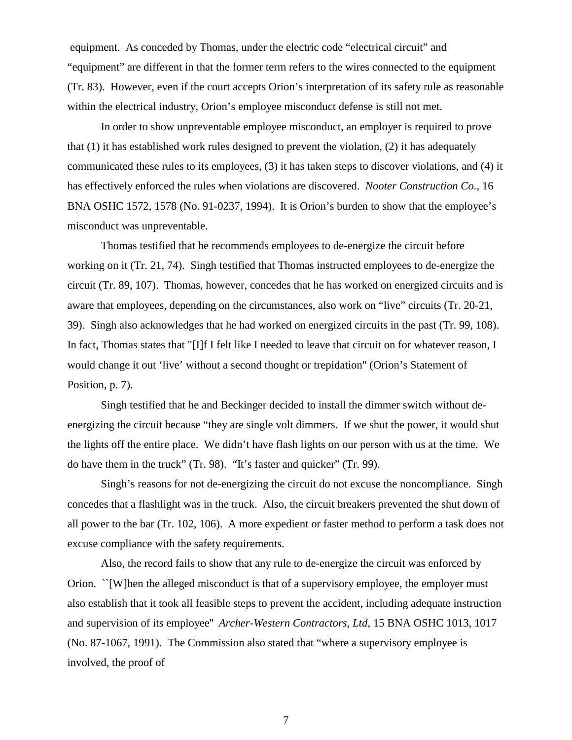equipment. As conceded by Thomas, under the electric code "electrical circuit" and "equipment" are different in that the former term refers to the wires connected to the equipment (Tr. 83). However, even if the court accepts Orion's interpretation of its safety rule as reasonable within the electrical industry, Orion's employee misconduct defense is still not met.

In order to show unpreventable employee misconduct, an employer is required to prove that (1) it has established work rules designed to prevent the violation, (2) it has adequately communicated these rules to its employees, (3) it has taken steps to discover violations, and (4) it has effectively enforced the rules when violations are discovered. *Nooter Construction Co.*, 16 BNA OSHC 1572, 1578 (No. 91-0237, 1994). It is Orion's burden to show that the employee's misconduct was unpreventable.

Thomas testified that he recommends employees to de-energize the circuit before working on it (Tr. 21, 74). Singh testified that Thomas instructed employees to de-energize the circuit (Tr. 89, 107). Thomas, however, concedes that he has worked on energized circuits and is aware that employees, depending on the circumstances, also work on "live" circuits (Tr. 20-21, 39). Singh also acknowledges that he had worked on energized circuits in the past (Tr. 99, 108). In fact, Thomas states that "[I]f I felt like I needed to leave that circuit on for whatever reason, I would change it out 'live' without a second thought or trepidation" (Orion's Statement of Position, p. 7).

Singh testified that he and Beckinger decided to install the dimmer switch without de-energizing the circuit because "they are single volt dimmers. If we shut the power, it would shut the lights off the entire place. We didn't have flash lights on our person with us at the time. We do have them in the truck" (Tr. 98). "It's faster and quicker" (Tr. 99).

Singh's reasons for not de-energizing the circuit do not excuse the noncompliance. Singh concedes that a flashlight was in the truck. Also, the circuit breakers prevented the shut down of all power to the bar (Tr. 102, 106). A more expedient or faster method to perform a task does not excuse compliance with the safety requirements.

Also, the record fails to show that any rule to de-energize the circuit was enforced by Orion. ``[W]hen the alleged misconduct is that of a supervisory employee, the employer must also establish that it took all feasible steps to prevent the accident, including adequate instruction and supervision of its employee'' *Archer-Western Contractors, Ltd*, 15 BNA OSHC 1013, 1017 (No. 87-1067, 1991). The Commission also stated that "where a supervisory employee is involved, the proof of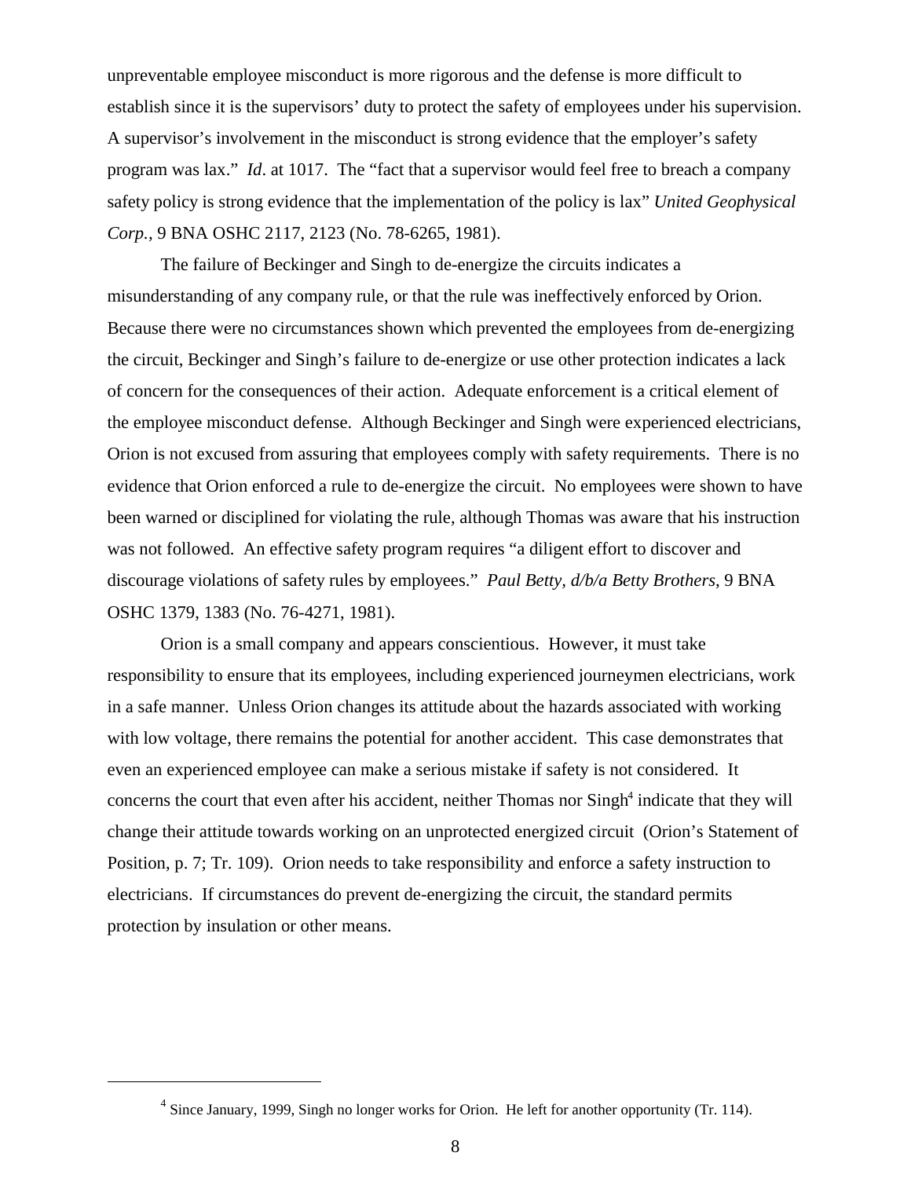unpreventable employee misconduct is more rigorous and the defense is more difficult to establish since it is the supervisors' duty to protect the safety of employees under his supervision. A supervisor's involvement in the misconduct is strong evidence that the employer's safety program was lax." *Id*. at 1017. The "fact that a supervisor would feel free to breach a company safety policy is strong evidence that the implementation of the policy is lax" *United Geophysical Corp.*, 9 BNA OSHC 2117, 2123 (No. 78-6265, 1981).

The failure of Beckinger and Singh to de-energize the circuits indicates a misunderstanding of any company rule, or that the rule was ineffectively enforced by Orion. Because there were no circumstances shown which prevented the employees from de-energizing the circuit, Beckinger and Singh's failure to de-energize or use other protection indicates a lack of concern for the consequences of their action. Adequate enforcement is a critical element of the employee misconduct defense. Although Beckinger and Singh were experienced electricians, Orion is not excused from assuring that employees comply with safety requirements. There is no evidence that Orion enforced a rule to de-energize the circuit. No employees were shown to have been warned or disciplined for violating the rule, although Thomas was aware that his instruction was not followed. An effective safety program requires "a diligent effort to discover and discourage violations of safety rules by employees." *Paul Betty, d/b/a Betty Brothers*, 9 BNA OSHC 1379, 1383 (No. 76-4271, 1981).

Orion is a small company and appears conscientious. However, it must take responsibility to ensure that its employees, including experienced journeymen electricians, work in a safe manner. Unless Orion changes its attitude about the hazards associated with working with low voltage, there remains the potential for another accident. This case demonstrates that even an experienced employee can make a serious mistake if safety is not considered. It concerns the court that even after his accident, neither Thomas nor Singh[4] indicate that they will change their attitude towards working on an unprotected energized circuit (Orion's Statement of Position, p. 7; Tr. 109). Orion needs to take responsibility and enforce a safety instruction to electricians. If circumstances do prevent de-energizing the circuit, the standard permits protection by insulation or other means.

[4] Since January, 1999, Singh no longer works for Orion. He left for another opportunity (Tr. 114).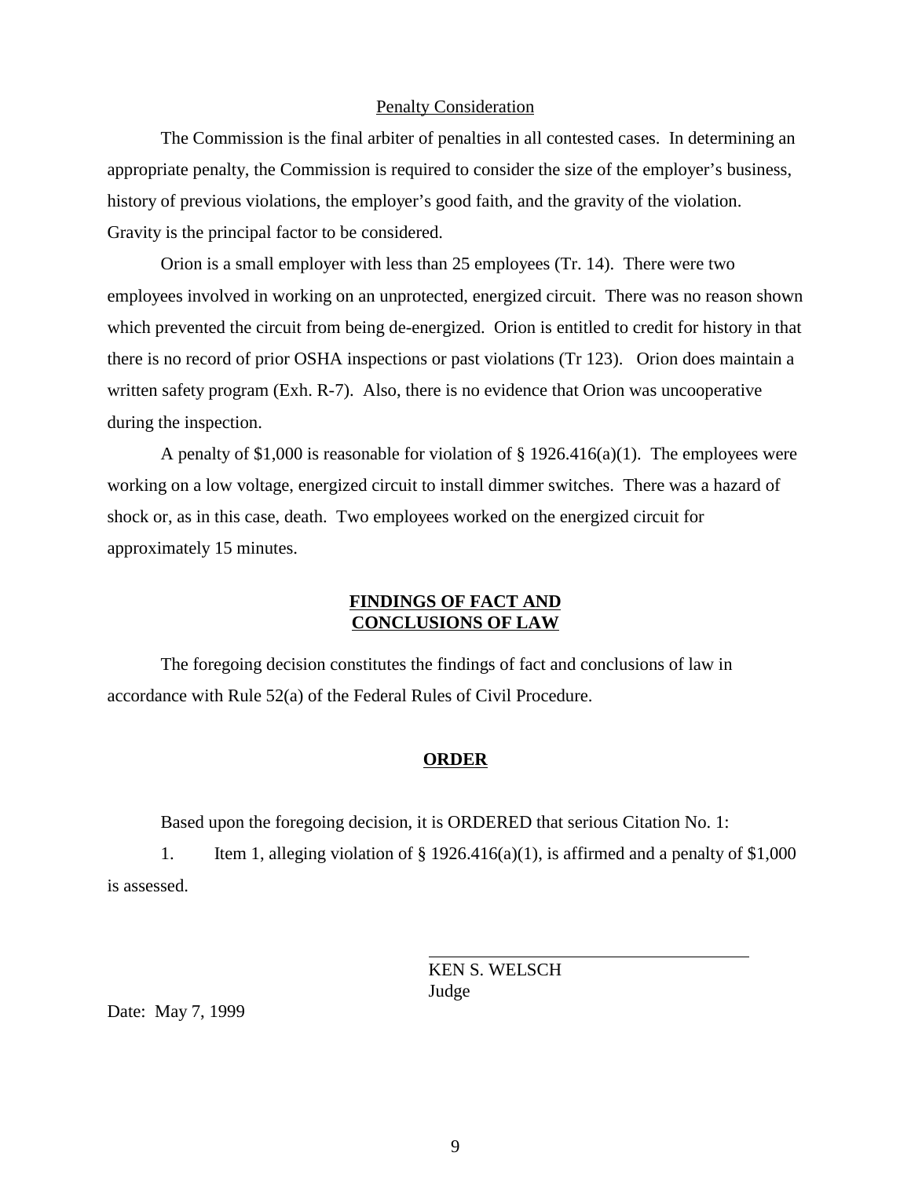Penalty Consideration

The Commission is the final arbiter of penalties in all contested cases. In determining an appropriate penalty, the Commission is required to consider the size of the employer's business, history of previous violations, the employer's good faith, and the gravity of the violation. Gravity is the principal factor to be considered.

Orion is a small employer with less than 25 employees (Tr. 14). There were two employees involved in working on an unprotected, energized circuit. There was no reason shown which prevented the circuit from being de-energized. Orion is entitled to credit for history in that there is no record of prior OSHA inspections or past violations (Tr 123). Orion does maintain a written safety program (Exh. R-7). Also, there is no evidence that Orion was uncooperative during the inspection.

A penalty of $1,000 is reasonable for violation of § 1926.416(a)(1). The employees were working on a low voltage, energized circuit to install dimmer switches. There was a hazard of shock or, as in this case, death. Two employees worked on the energized circuit for approximately 15 minutes.

## FINDINGS OF FACT AND CONCLUSIONS OF LAW

The foregoing decision constitutes the findings of fact and conclusions of law in accordance with Rule 52(a) of the Federal Rules of Civil Procedure.

## ORDER

Based upon the foregoing decision, it is ORDERED that serious Citation No. 1:

1. Item 1, alleging violation of § 1926.416(a)(1), is affirmed and a penalty of $1,000 is assessed.

KEN S. WELSCH
Judge

Date: May 7, 1999